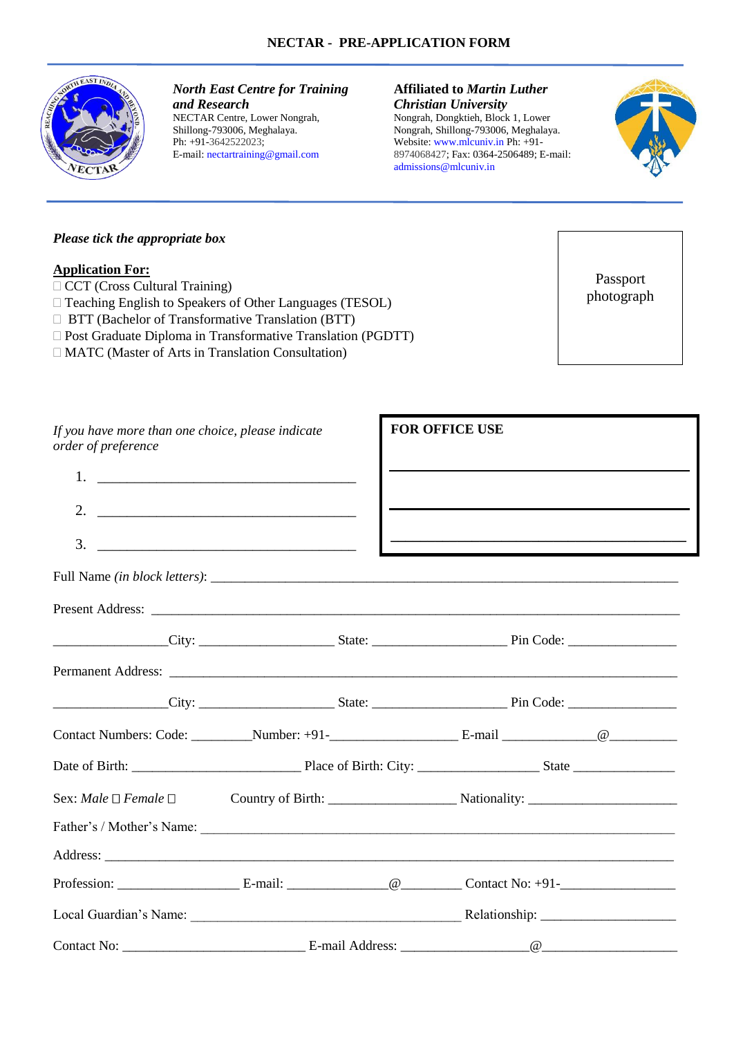# NECTAR - PRE-APPLICATION FORM

***North East Centre for Training and Research***
NECTAR Centre, Lower Nongrah,
Shillong-793006, Meghalaya.
Ph: +91-3642522023;
E-mail: nectartraining@gmail.com

**Affiliated to *Martin Luther Christian University***
Nongrah, Dongktieh, Block 1, Lower Nongrah, Shillong-793006, Meghalaya.
Website: www.mlcuniv.in Ph: +91-8974068427; Fax: 0364-2506489; E-mail: admissions@mlcuniv.in

***Please tick the appropriate box***

Passport photograph

**Application For:**

- ☐ CCT (Cross Cultural Training)
- ☐ Teaching English to Speakers of Other Languages (TESOL)
- ☐ BTT (Bachelor of Transformative Translation (BTT)
- ☐ Post Graduate Diploma in Transformative Translation (PGDTT)
- ☐ MATC (Master of Arts in Translation Consultation)

*If you have more than one choice, please indicate order of preference*

1. ___________________________________
2. ___________________________________
3. ___________________________________

**FOR OFFICE USE**

___________________________________

___________________________________

___________________________________

Full Name *(in block letters)*: ___________________________________

Present Address: ___________________________________

________________City: __________________ State: __________________ Pin Code: _______________

Permanent Address: ___________________________________

________________City: __________________ State: __________________ Pin Code: _______________

Contact Numbers: Code: ________Number: +91-_________________ E-mail ____________@_________

Date of Birth: _______________________ Place of Birth: City: ________________ State ______________

Sex: *Male* ☐ *Female* ☐ Country of Birth: _________________ Nationality: ____________________

Father's / Mother's Name: ___________________________________

Address: ___________________________________

Profession: ________________ E-mail: _____________@________ Contact No: +91-_______________

Local Guardian's Name: ____________________________________ Relationship: ___________________

Contact No: ________________________ E-mail Address: _________________@__________________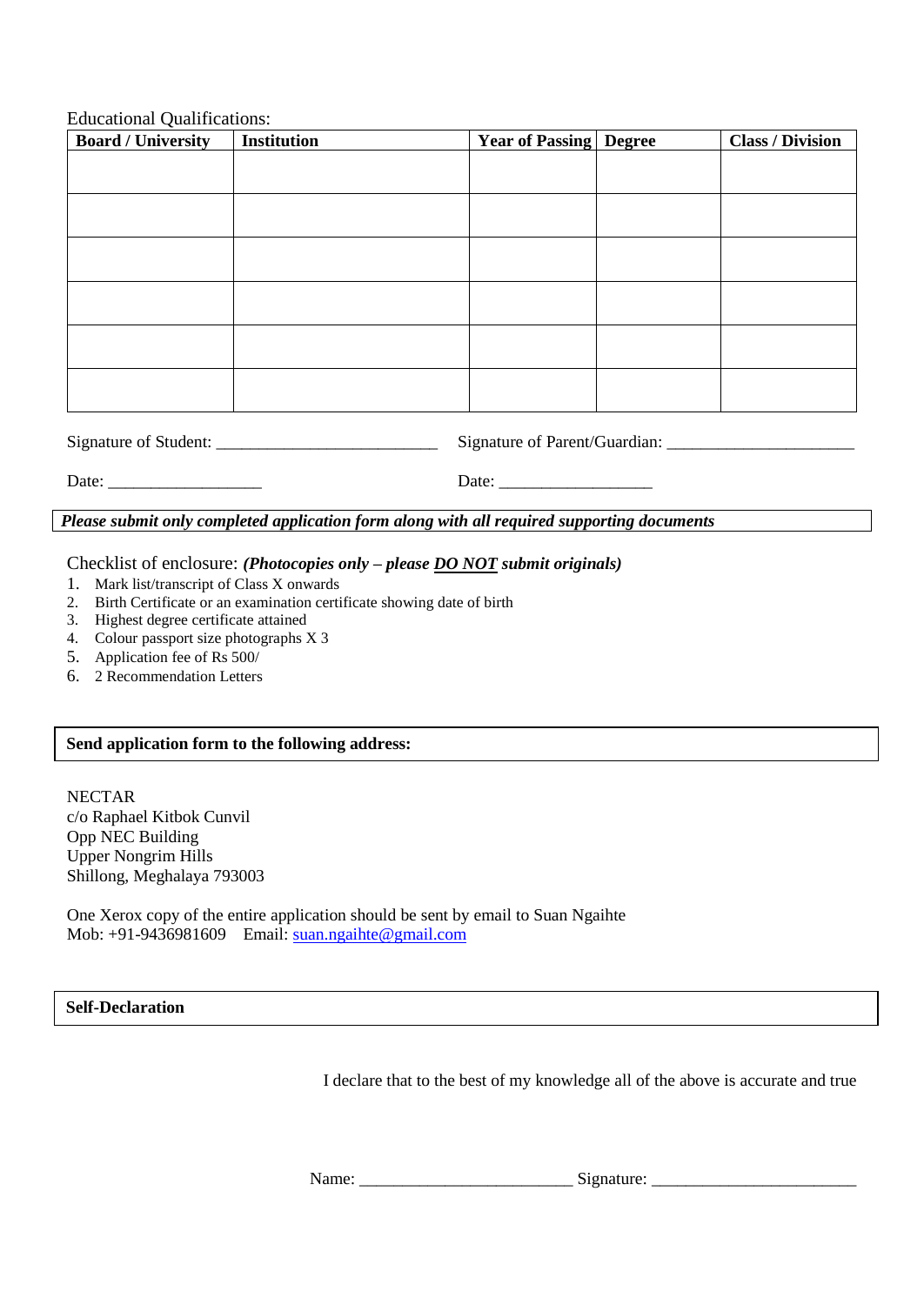Educational Qualifications:

| Board / University | Institution | Year of Passing | Degree | Class / Division |
|---|---|---|---|---|
| | | | | |
| | | | | |
| | | | | |
| | | | | |
| | | | | |
| | | | | |

Signature of Student: __________________________ Signature of Parent/Guardian: ______________________

Date: __________________ Date: __________________

***Please submit only completed application form along with all required supporting documents***

Checklist of enclosure: ***(Photocopies only – please DO NOT submit originals)***

1. Mark list/transcript of Class X onwards
2. Birth Certificate or an examination certificate showing date of birth
3. Highest degree certificate attained
4. Colour passport size photographs X 3
5. Application fee of Rs 500/
6. 2 Recommendation Letters

**Send application form to the following address:**

NECTAR
c/o Raphael Kitbok Cunvil
Opp NEC Building
Upper Nongrim Hills
Shillong, Meghalaya 793003

One Xerox copy of the entire application should be sent by email to Suan Ngaihte
Mob: +91-9436981609 Email: suan.ngaihte@gmail.com

**Self-Declaration**

I declare that to the best of my knowledge all of the above is accurate and true

Name: _________________________ Signature: ________________________